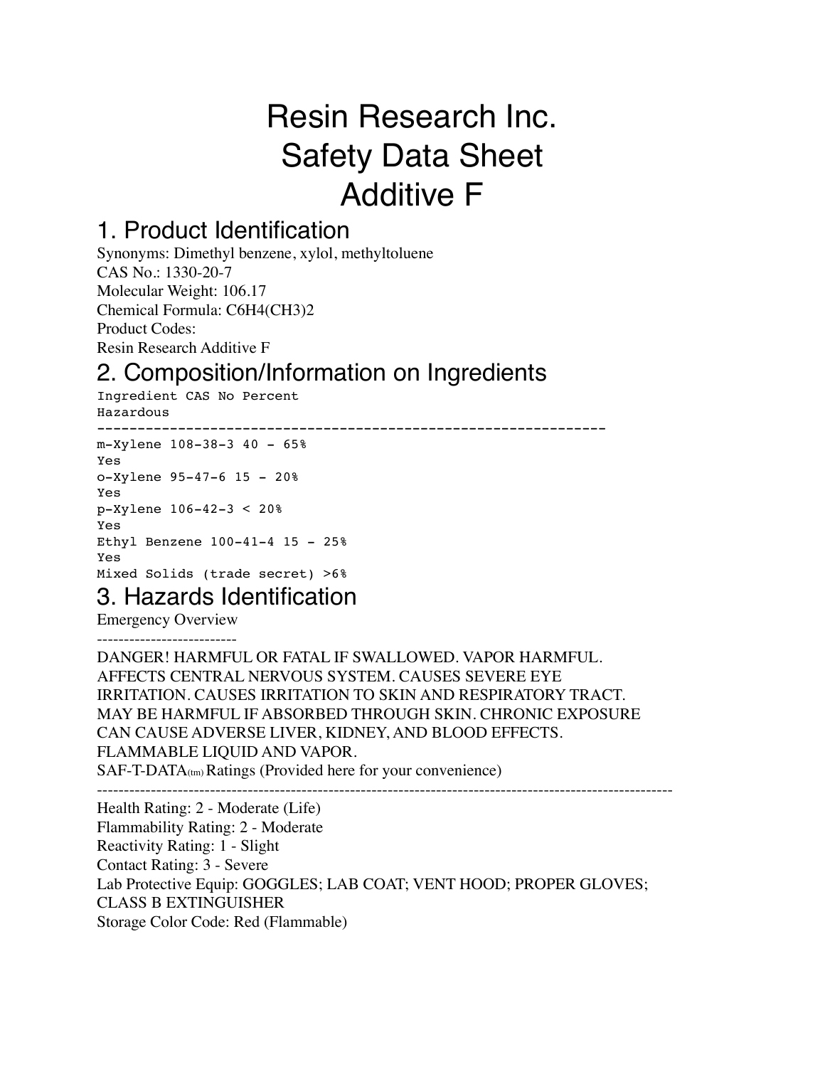# Resin Research Inc.
# Safety Data Sheet
# Additive F

## 1. Product Identification

Synonyms: Dimethyl benzene, xylol, methyltoluene
CAS No.: 1330-20-7
Molecular Weight: 106.17
Chemical Formula: $C_6H_4(CH_3)_2$
Product Codes:
Resin Research Additive F

## 2. Composition/Information on Ingredients

| Ingredient | CAS No | Percent | Hazardous |
|---|---|---|---|
| m-Xylene | 108-38-3 | 40 - 65% | Yes |
| o-Xylene | 95-47-6 | 15 - 20% | Yes |
| p-Xylene | 106-42-3 | < 20% | Yes |
| Ethyl Benzene | 100-41-4 | 15 - 25% | Yes |
| Mixed Solids (trade secret) | | >6% | |

## 3. Hazards Identification

Emergency Overview

DANGER! HARMFUL OR FATAL IF SWALLOWED. VAPOR HARMFUL. AFFECTS CENTRAL NERVOUS SYSTEM. CAUSES SEVERE EYE IRRITATION. CAUSES IRRITATION TO SKIN AND RESPIRATORY TRACT. MAY BE HARMFUL IF ABSORBED THROUGH SKIN. CHRONIC EXPOSURE CAN CAUSE ADVERSE LIVER, KIDNEY, AND BLOOD EFFECTS. FLAMMABLE LIQUID AND VAPOR.

SAF-T-DATA(tm) Ratings (Provided here for your convenience)

Health Rating: 2 - Moderate (Life)
Flammability Rating: 2 - Moderate
Reactivity Rating: 1 - Slight
Contact Rating: 3 - Severe
Lab Protective Equip: GOGGLES; LAB COAT; VENT HOOD; PROPER GLOVES; CLASS B EXTINGUISHER
Storage Color Code: Red (Flammable)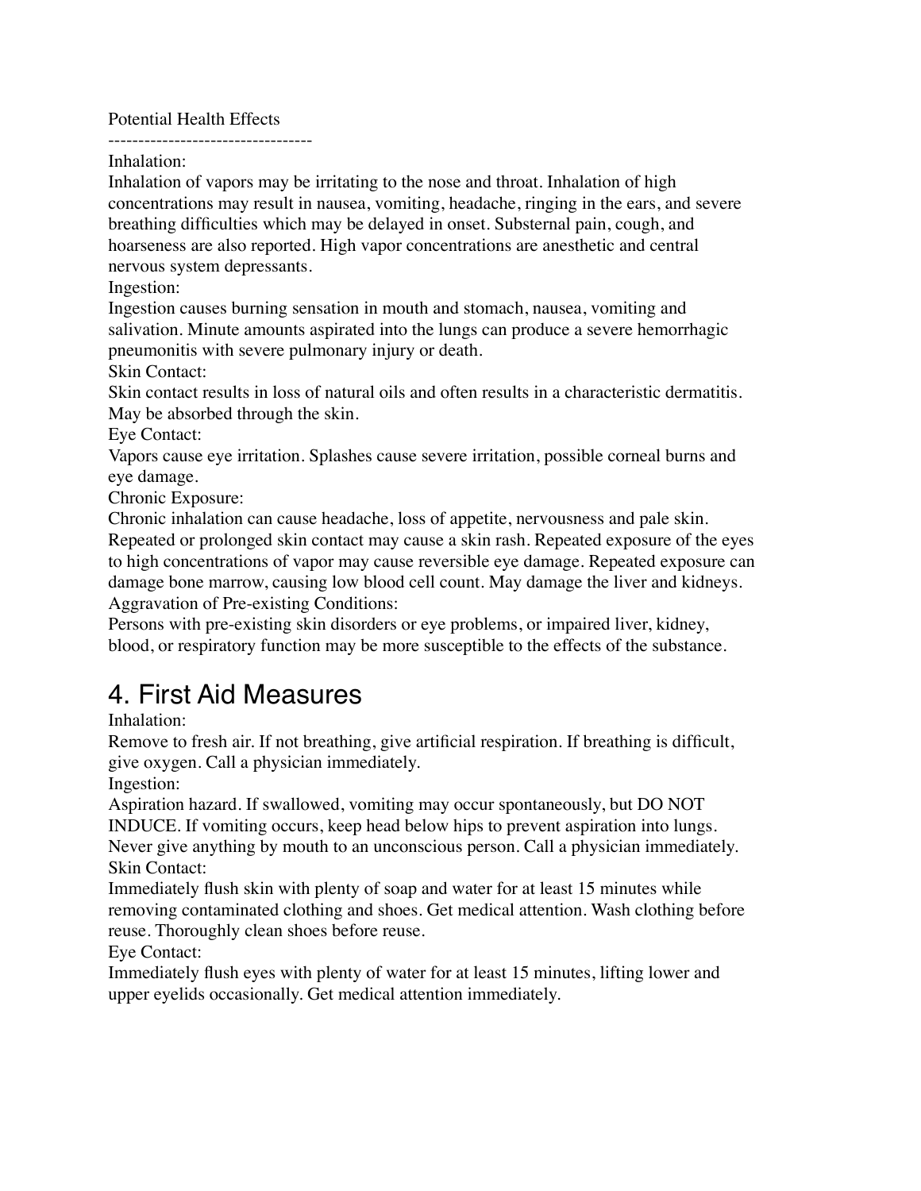Potential Health Effects

----------------------------------

Inhalation:

Inhalation of vapors may be irritating to the nose and throat. Inhalation of high concentrations may result in nausea, vomiting, headache, ringing in the ears, and severe breathing difficulties which may be delayed in onset. Substernal pain, cough, and hoarseness are also reported. High vapor concentrations are anesthetic and central nervous system depressants.

Ingestion:

Ingestion causes burning sensation in mouth and stomach, nausea, vomiting and salivation. Minute amounts aspirated into the lungs can produce a severe hemorrhagic pneumonitis with severe pulmonary injury or death.

Skin Contact:

Skin contact results in loss of natural oils and often results in a characteristic dermatitis. May be absorbed through the skin.

Eye Contact:

Vapors cause eye irritation. Splashes cause severe irritation, possible corneal burns and eye damage.

Chronic Exposure:

Chronic inhalation can cause headache, loss of appetite, nervousness and pale skin. Repeated or prolonged skin contact may cause a skin rash. Repeated exposure of the eyes to high concentrations of vapor may cause reversible eye damage. Repeated exposure can damage bone marrow, causing low blood cell count. May damage the liver and kidneys.

Aggravation of Pre-existing Conditions:

Persons with pre-existing skin disorders or eye problems, or impaired liver, kidney, blood, or respiratory function may be more susceptible to the effects of the substance.

# 4. First Aid Measures

Inhalation:

Remove to fresh air. If not breathing, give artificial respiration. If breathing is difficult, give oxygen. Call a physician immediately.

Ingestion:

Aspiration hazard. If swallowed, vomiting may occur spontaneously, but DO NOT INDUCE. If vomiting occurs, keep head below hips to prevent aspiration into lungs. Never give anything by mouth to an unconscious person. Call a physician immediately.

Skin Contact:

Immediately flush skin with plenty of soap and water for at least 15 minutes while removing contaminated clothing and shoes. Get medical attention. Wash clothing before reuse. Thoroughly clean shoes before reuse.

Eye Contact:

Immediately flush eyes with plenty of water for at least 15 minutes, lifting lower and upper eyelids occasionally. Get medical attention immediately.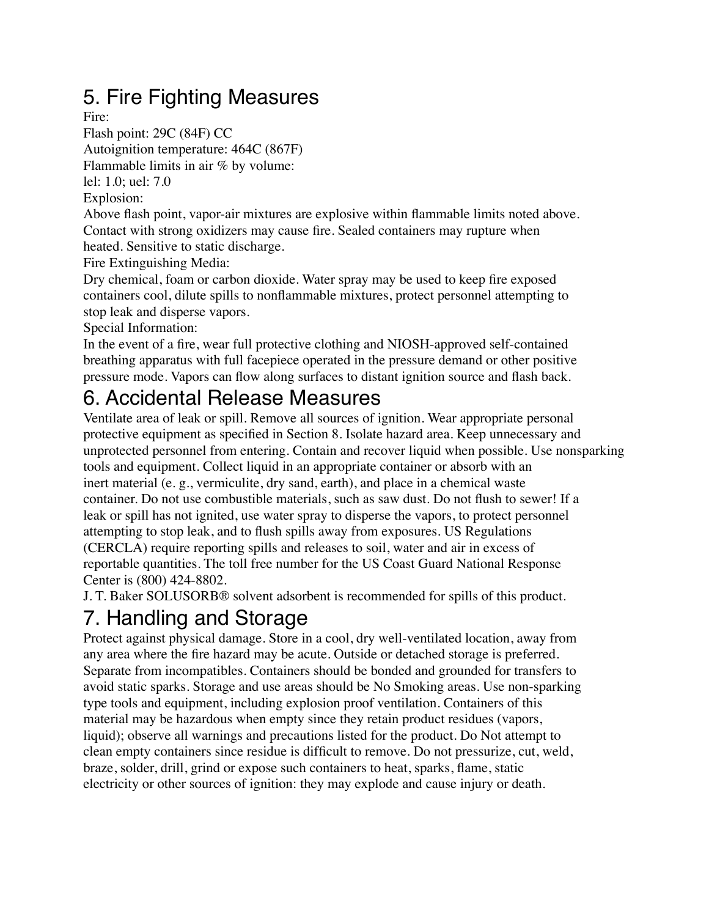## 5. Fire Fighting Measures

Fire:
Flash point: 29C (84F) CC
Autoignition temperature: 464C (867F)
Flammable limits in air % by volume:
lel: 1.0; uel: 7.0
Explosion:
Above flash point, vapor-air mixtures are explosive within flammable limits noted above. Contact with strong oxidizers may cause fire. Sealed containers may rupture when heated. Sensitive to static discharge.
Fire Extinguishing Media:
Dry chemical, foam or carbon dioxide. Water spray may be used to keep fire exposed containers cool, dilute spills to nonflammable mixtures, protect personnel attempting to stop leak and disperse vapors.
Special Information:
In the event of a fire, wear full protective clothing and NIOSH-approved self-contained breathing apparatus with full facepiece operated in the pressure demand or other positive pressure mode. Vapors can flow along surfaces to distant ignition source and flash back.

## 6. Accidental Release Measures

Ventilate area of leak or spill. Remove all sources of ignition. Wear appropriate personal protective equipment as specified in Section 8. Isolate hazard area. Keep unnecessary and unprotected personnel from entering. Contain and recover liquid when possible. Use nonsparking tools and equipment. Collect liquid in an appropriate container or absorb with an inert material (e. g., vermiculite, dry sand, earth), and place in a chemical waste container. Do not use combustible materials, such as saw dust. Do not flush to sewer! If a leak or spill has not ignited, use water spray to disperse the vapors, to protect personnel attempting to stop leak, and to flush spills away from exposures. US Regulations (CERCLA) require reporting spills and releases to soil, water and air in excess of reportable quantities. The toll free number for the US Coast Guard National Response Center is (800) 424-8802.
J. T. Baker SOLUSORB® solvent adsorbent is recommended for spills of this product.

## 7. Handling and Storage

Protect against physical damage. Store in a cool, dry well-ventilated location, away from any area where the fire hazard may be acute. Outside or detached storage is preferred. Separate from incompatibles. Containers should be bonded and grounded for transfers to avoid static sparks. Storage and use areas should be No Smoking areas. Use non-sparking type tools and equipment, including explosion proof ventilation. Containers of this material may be hazardous when empty since they retain product residues (vapors, liquid); observe all warnings and precautions listed for the product. Do Not attempt to clean empty containers since residue is difficult to remove. Do not pressurize, cut, weld, braze, solder, drill, grind or expose such containers to heat, sparks, flame, static electricity or other sources of ignition: they may explode and cause injury or death.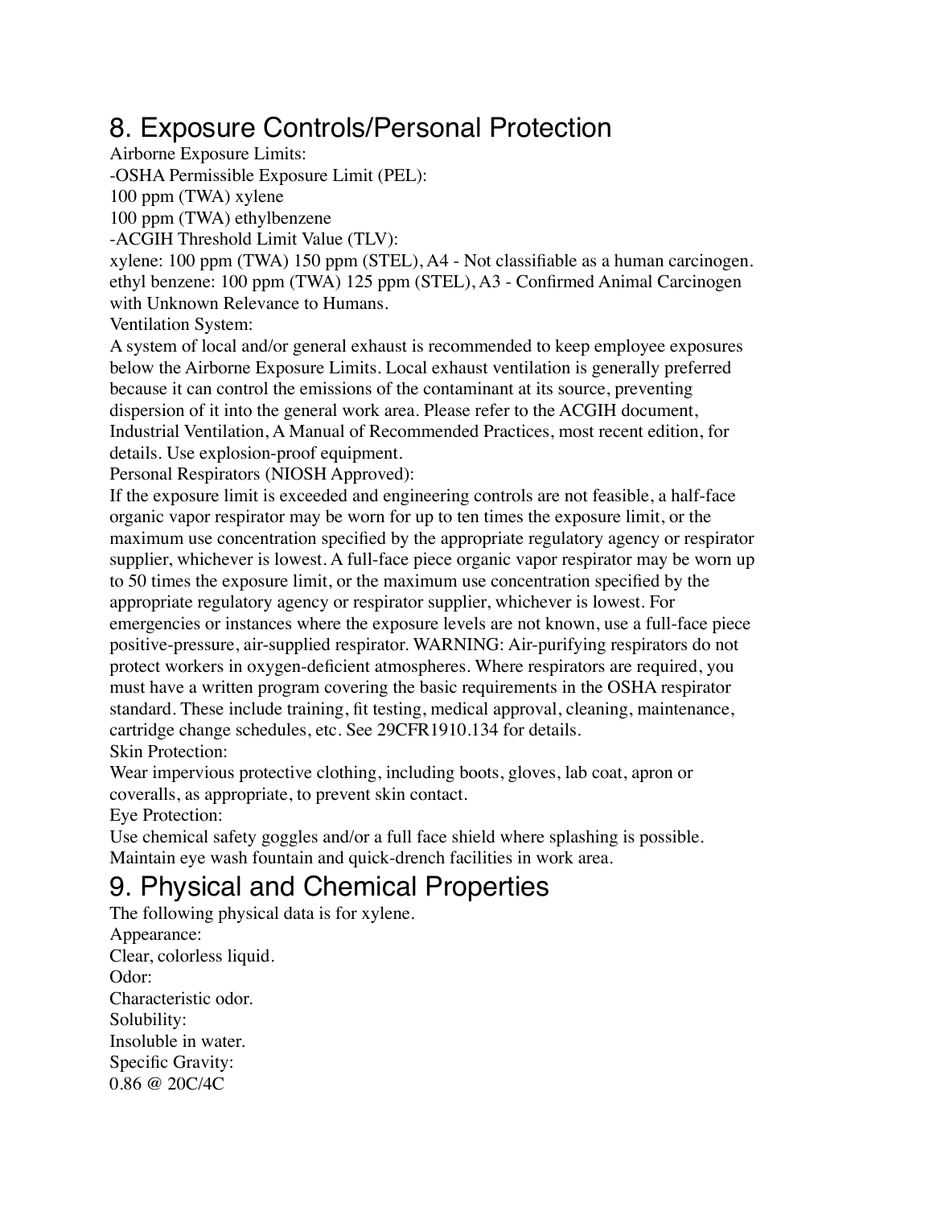## 8. Exposure Controls/Personal Protection

Airborne Exposure Limits:

-OSHA Permissible Exposure Limit (PEL):

100 ppm (TWA) xylene

100 ppm (TWA) ethylbenzene

-ACGIH Threshold Limit Value (TLV):

xylene: 100 ppm (TWA) 150 ppm (STEL), A4 - Not classifiable as a human carcinogen.

ethyl benzene: 100 ppm (TWA) 125 ppm (STEL), A3 - Confirmed Animal Carcinogen with Unknown Relevance to Humans.

Ventilation System:

A system of local and/or general exhaust is recommended to keep employee exposures below the Airborne Exposure Limits. Local exhaust ventilation is generally preferred because it can control the emissions of the contaminant at its source, preventing dispersion of it into the general work area. Please refer to the ACGIH document, Industrial Ventilation, A Manual of Recommended Practices, most recent edition, for details. Use explosion-proof equipment.

Personal Respirators (NIOSH Approved):

If the exposure limit is exceeded and engineering controls are not feasible, a half-face organic vapor respirator may be worn for up to ten times the exposure limit, or the maximum use concentration specified by the appropriate regulatory agency or respirator supplier, whichever is lowest. A full-face piece organic vapor respirator may be worn up to 50 times the exposure limit, or the maximum use concentration specified by the appropriate regulatory agency or respirator supplier, whichever is lowest. For emergencies or instances where the exposure levels are not known, use a full-face piece positive-pressure, air-supplied respirator. WARNING: Air-purifying respirators do not protect workers in oxygen-deficient atmospheres. Where respirators are required, you must have a written program covering the basic requirements in the OSHA respirator standard. These include training, fit testing, medical approval, cleaning, maintenance, cartridge change schedules, etc. See 29CFR1910.134 for details.

Skin Protection:

Wear impervious protective clothing, including boots, gloves, lab coat, apron or coveralls, as appropriate, to prevent skin contact.

Eye Protection:

Use chemical safety goggles and/or a full face shield where splashing is possible. Maintain eye wash fountain and quick-drench facilities in work area.

## 9. Physical and Chemical Properties

The following physical data is for xylene.

Appearance:

Clear, colorless liquid.

Odor:

Characteristic odor.

Solubility:

Insoluble in water.

Specific Gravity:

0.86 @ 20C/4C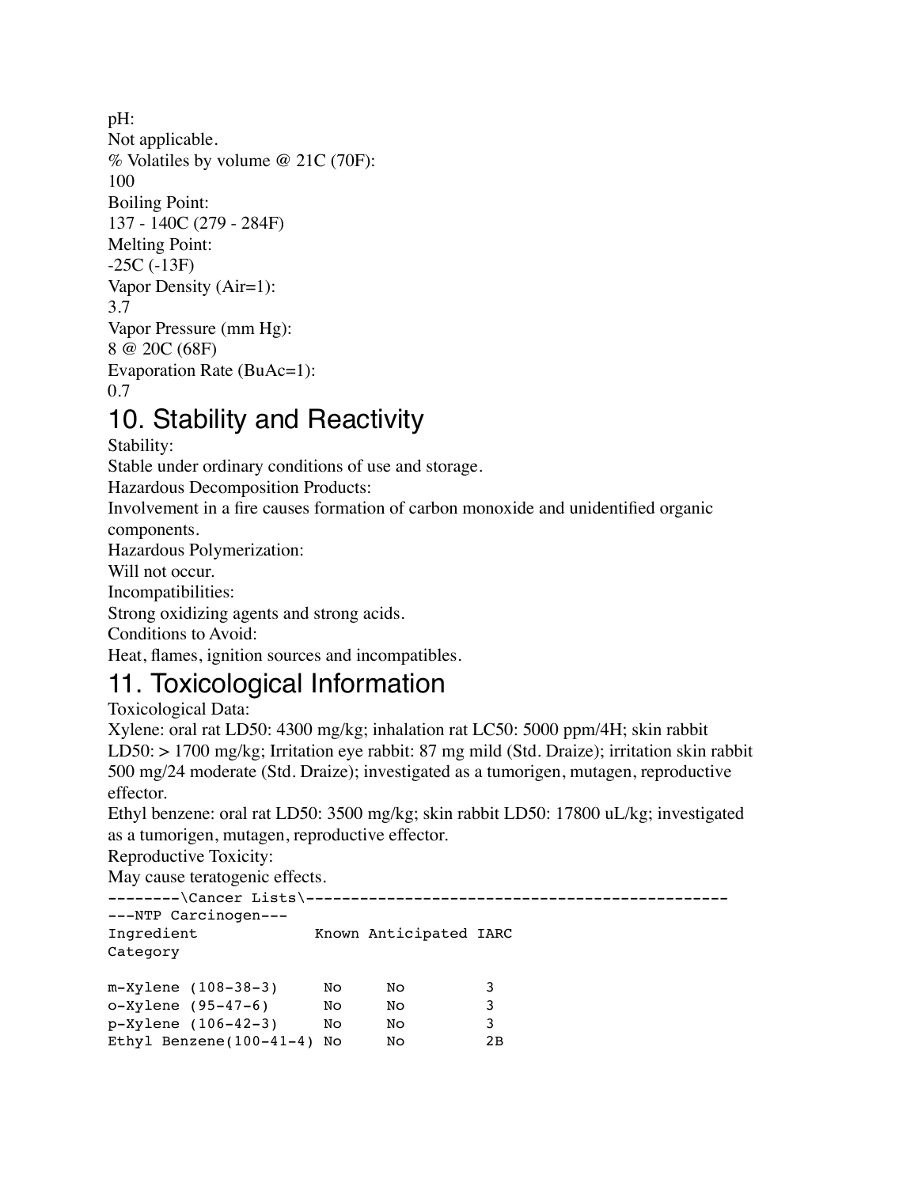pH:
Not applicable.
% Volatiles by volume @ 21C (70F):
100
Boiling Point:
137 - 140C (279 - 284F)
Melting Point:
-25C (-13F)
Vapor Density (Air=1):
3.7
Vapor Pressure (mm Hg):
8 @ 20C (68F)
Evaporation Rate (BuAc=1):
0.7

# 10. Stability and Reactivity

Stability:
Stable under ordinary conditions of use and storage.
Hazardous Decomposition Products:
Involvement in a fire causes formation of carbon monoxide and unidentified organic components.
Hazardous Polymerization:
Will not occur.
Incompatibilities:
Strong oxidizing agents and strong acids.
Conditions to Avoid:
Heat, flames, ignition sources and incompatibles.

# 11. Toxicological Information

Toxicological Data:
Xylene: oral rat LD50: 4300 mg/kg; inhalation rat LC50: 5000 ppm/4H; skin rabbit LD50: > 1700 mg/kg; Irritation eye rabbit: 87 mg mild (Std. Draize); irritation skin rabbit 500 mg/24 moderate (Std. Draize); investigated as a tumorigen, mutagen, reproductive effector.
Ethyl benzene: oral rat LD50: 3500 mg/kg; skin rabbit LD50: 17800 uL/kg; investigated as a tumorigen, mutagen, reproductive effector.
Reproductive Toxicity:
May cause teratogenic effects.

```
--------\Cancer Lists\------------------------------------------------
---NTP Carcinogen---
Ingredient             Known Anticipated IARC
Category

m-Xylene (108-38-3)     No     No          3
o-Xylene (95-47-6)      No     No          3
p-Xylene (106-42-3)     No     No          3
Ethyl Benzene(100-41-4) No     No          2B
```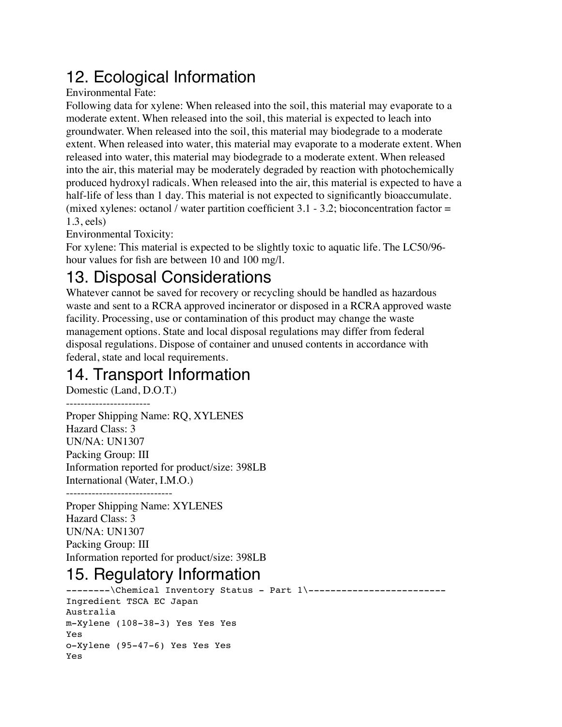## 12. Ecological Information

Environmental Fate:

Following data for xylene: When released into the soil, this material may evaporate to a moderate extent. When released into the soil, this material is expected to leach into groundwater. When released into the soil, this material may biodegrade to a moderate extent. When released into water, this material may evaporate to a moderate extent. When released into water, this material may biodegrade to a moderate extent. When released into the air, this material may be moderately degraded by reaction with photochemically produced hydroxyl radicals. When released into the air, this material is expected to have a half-life of less than 1 day. This material is not expected to significantly bioaccumulate. (mixed xylenes: octanol / water partition coefficient 3.1 - 3.2; bioconcentration factor = 1.3, eels)

Environmental Toxicity:

For xylene: This material is expected to be slightly toxic to aquatic life. The LC50/96-hour values for fish are between 10 and 100 mg/l.

## 13. Disposal Considerations

Whatever cannot be saved for recovery or recycling should be handled as hazardous waste and sent to a RCRA approved incinerator or disposed in a RCRA approved waste facility. Processing, use or contamination of this product may change the waste management options. State and local disposal regulations may differ from federal disposal regulations. Dispose of container and unused contents in accordance with federal, state and local requirements.

## 14. Transport Information

Domestic (Land, D.O.T.)

-----------------------

Proper Shipping Name: RQ, XYLENES
Hazard Class: 3
UN/NA: UN1307
Packing Group: III
Information reported for product/size: 398LB
International (Water, I.M.O.)

-----------------------------

Proper Shipping Name: XYLENES
Hazard Class: 3
UN/NA: UN1307
Packing Group: III
Information reported for product/size: 398LB

## 15. Regulatory Information

```
--------\Chemical Inventory Status - Part 1\-------------------------
Ingredient TSCA EC Japan
Australia
m-Xylene (108-38-3) Yes Yes Yes
Yes
o-Xylene (95-47-6) Yes Yes Yes
Yes
```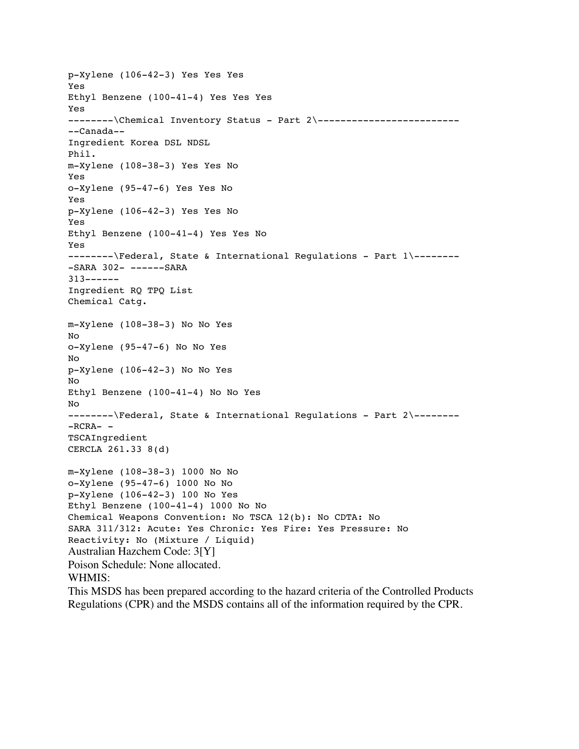p-Xylene (106-42-3) Yes Yes Yes
Yes
Ethyl Benzene (100-41-4) Yes Yes Yes
Yes

--------\Chemical Inventory Status - Part 2\-------------------------

| | | --Canada-- | | |
|---|---|---|---|---|
| Ingredient | Korea | DSL | NDSL | Phil. |
| m-Xylene (108-38-3) | Yes | Yes | No | Yes |
| o-Xylene (95-47-6) | Yes | Yes | No | Yes |
| p-Xylene (106-42-3) | Yes | Yes | No | Yes |
| Ethyl Benzene (100-41-4) | Yes | Yes | No | Yes |

--------\Federal, State & International Regulations - Part 1\--------

| | -SARA 302- | | ------SARA 313------ | |
|---|---|---|---|---|
| Ingredient | RQ | TPQ | List | Chemical Catg. |
| m-Xylene (108-38-3) | No | No | Yes | No |
| o-Xylene (95-47-6) | No | No | Yes | No |
| p-Xylene (106-42-3) | No | No | Yes | No |
| Ethyl Benzene (100-41-4) | No | No | Yes | No |

--------\Federal, State & International Regulations - Part 2\--------

| | | -RCRA- | -TSCA |
|---|---|---|---|
| Ingredient | CERCLA | 261.33 | 8(d) |
| m-Xylene (108-38-3) | 1000 | No | No |
| o-Xylene (95-47-6) | 1000 | No | No |
| p-Xylene (106-42-3) | 100 | No | Yes |
| Ethyl Benzene (100-41-4) | 1000 | No | No |

Chemical Weapons Convention: No TSCA 12(b): No CDTA: No
SARA 311/312: Acute: Yes Chronic: Yes Fire: Yes Pressure: No
Reactivity: No (Mixture / Liquid)

Australian Hazchem Code: 3[Y]

Poison Schedule: None allocated.

WHMIS:

This MSDS has been prepared according to the hazard criteria of the Controlled Products Regulations (CPR) and the MSDS contains all of the information required by the CPR.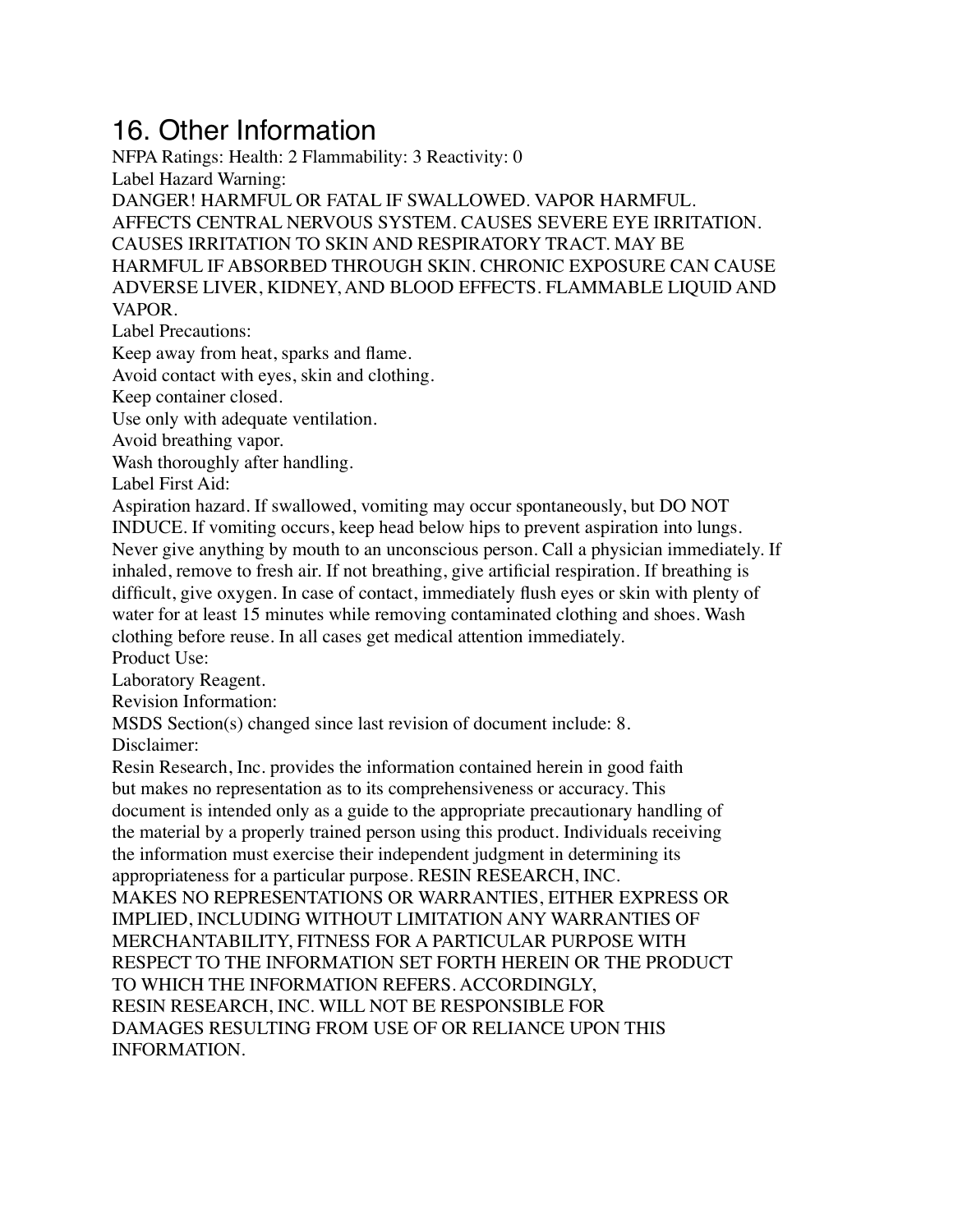## 16. Other Information

NFPA Ratings: Health: 2 Flammability: 3 Reactivity: 0

Label Hazard Warning:

DANGER! HARMFUL OR FATAL IF SWALLOWED. VAPOR HARMFUL. AFFECTS CENTRAL NERVOUS SYSTEM. CAUSES SEVERE EYE IRRITATION. CAUSES IRRITATION TO SKIN AND RESPIRATORY TRACT. MAY BE HARMFUL IF ABSORBED THROUGH SKIN. CHRONIC EXPOSURE CAN CAUSE ADVERSE LIVER, KIDNEY, AND BLOOD EFFECTS. FLAMMABLE LIQUID AND VAPOR.

Label Precautions:

Keep away from heat, sparks and flame.
Avoid contact with eyes, skin and clothing.
Keep container closed.
Use only with adequate ventilation.
Avoid breathing vapor.
Wash thoroughly after handling.

Label First Aid:

Aspiration hazard. If swallowed, vomiting may occur spontaneously, but DO NOT INDUCE. If vomiting occurs, keep head below hips to prevent aspiration into lungs. Never give anything by mouth to an unconscious person. Call a physician immediately. If inhaled, remove to fresh air. If not breathing, give artificial respiration. If breathing is difficult, give oxygen. In case of contact, immediately flush eyes or skin with plenty of water for at least 15 minutes while removing contaminated clothing and shoes. Wash clothing before reuse. In all cases get medical attention immediately.

Product Use:

Laboratory Reagent.

Revision Information:

MSDS Section(s) changed since last revision of document include: 8.

Disclaimer:

Resin Research, Inc. provides the information contained herein in good faith but makes no representation as to its comprehensiveness or accuracy. This document is intended only as a guide to the appropriate precautionary handling of the material by a properly trained person using this product. Individuals receiving the information must exercise their independent judgment in determining its appropriateness for a particular purpose. RESIN RESEARCH, INC. MAKES NO REPRESENTATIONS OR WARRANTIES, EITHER EXPRESS OR IMPLIED, INCLUDING WITHOUT LIMITATION ANY WARRANTIES OF MERCHANTABILITY, FITNESS FOR A PARTICULAR PURPOSE WITH RESPECT TO THE INFORMATION SET FORTH HEREIN OR THE PRODUCT TO WHICH THE INFORMATION REFERS. ACCORDINGLY, RESIN RESEARCH, INC. WILL NOT BE RESPONSIBLE FOR DAMAGES RESULTING FROM USE OF OR RELIANCE UPON THIS INFORMATION.